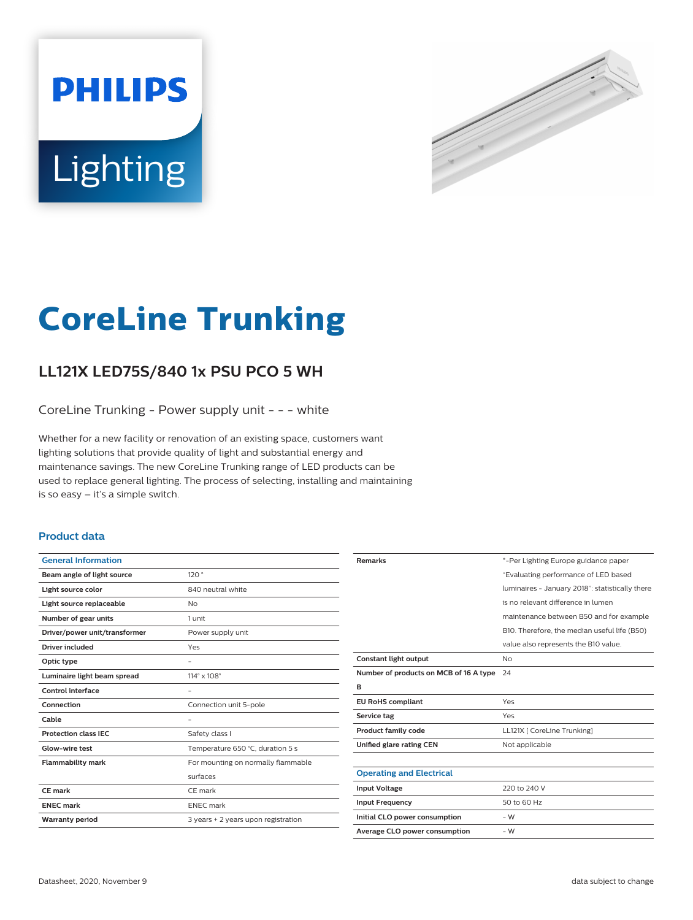# CoreLine Trunking

## LL121X LED75S/840 1x PSU PCO 5 WH

CoreLine Trunking - Power supply unit - - - white

Whether for a new facility or renovation of an existing space, customers want lighting solutions that provide quality of light and substantial energy and maintenance savings. The new CoreLine Trunking range of LED products can be used to replace general lighting. The process of selecting, installing and maintaining is so easy – it's a simple switch.

### Product data

| General Information | |
|---|---|
| **Beam angle of light source** | 120 ° |
| **Light source color** | 840 neutral white |
| **Light source replaceable** | No |
| **Number of gear units** | 1 unit |
| **Driver/power unit/transformer** | Power supply unit |
| **Driver included** | Yes |
| **Optic type** | - |
| **Luminaire light beam spread** | 114° x 108° |
| **Control interface** | - |
| **Connection** | Connection unit 5-pole |
| **Cable** | - |
| **Protection class IEC** | Safety class I |
| **Glow-wire test** | Temperature 650 °C, duration 5 s |
| **Flammability mark** | For mounting on normally flammable surfaces |
| **CE mark** | CE mark |
| **ENEC mark** | ENEC mark |
| **Warranty period** | 3 years + 2 years upon registration |
| **Remarks** | *-Per Lighting Europe guidance paper "Evaluating performance of LED based luminaires - January 2018": statistically there is no relevant difference in lumen maintenance between B50 and for example B10. Therefore, the median useful life (B50) value also represents the B10 value. |
| **Constant light output** | No |
| **Number of products on MCB of 16 A type B** | 24 |
| **EU RoHS compliant** | Yes |
| **Service tag** | Yes |
| **Product family code** | LL121X [ CoreLine Trunking] |
| **Unified glare rating CEN** | Not applicable |

| Operating and Electrical | |
|---|---|
| **Input Voltage** | 220 to 240 V |
| **Input Frequency** | 50 to 60 Hz |
| **Initial CLO power consumption** | - W |
| **Average CLO power consumption** | - W |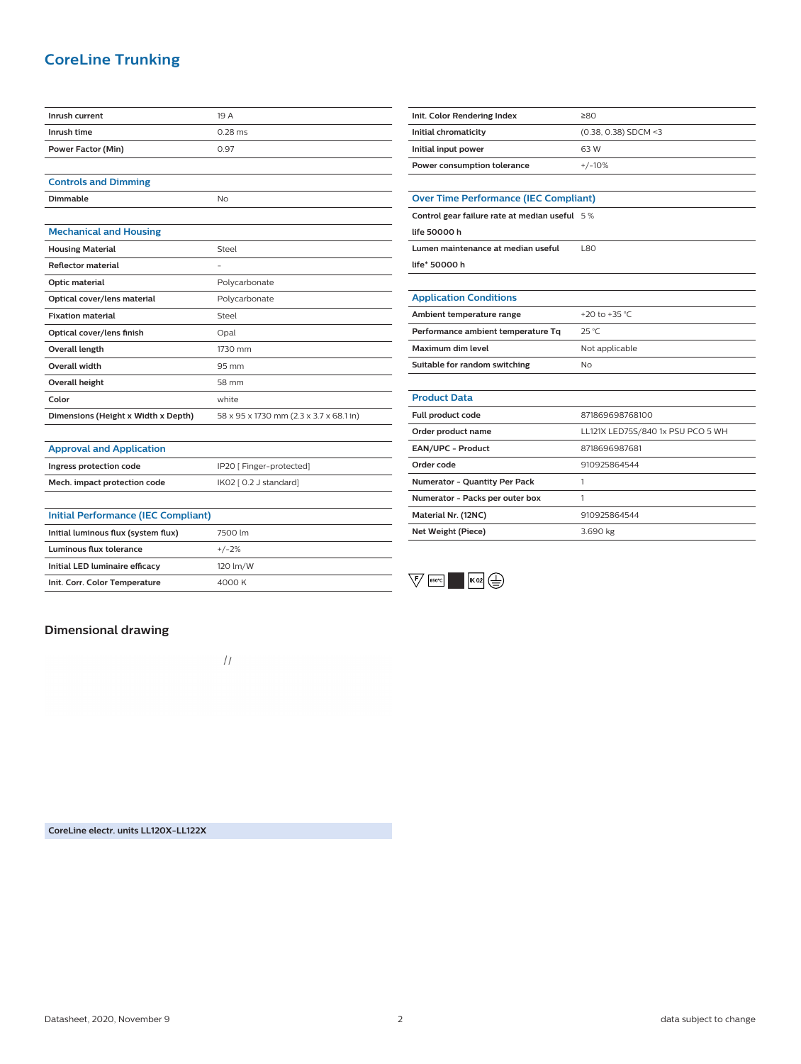# CoreLine Trunking

| | |
|---|---|
| **Inrush current** | 19 A |
| **Inrush time** | 0.28 ms |
| **Power Factor (Min)** | 0.97 |

## Controls and Dimming

| | |
|---|---|
| **Dimmable** | No |

## Mechanical and Housing

| | |
|---|---|
| **Housing Material** | Steel |
| **Reflector material** | - |
| **Optic material** | Polycarbonate |
| **Optical cover/lens material** | Polycarbonate |
| **Fixation material** | Steel |
| **Optical cover/lens finish** | Opal |
| **Overall length** | 1730 mm |
| **Overall width** | 95 mm |
| **Overall height** | 58 mm |
| **Color** | white |
| **Dimensions (Height x Width x Depth)** | 58 x 95 x 1730 mm (2.3 x 3.7 x 68.1 in) |

## Approval and Application

| | |
|---|---|
| **Ingress protection code** | IP20 [ Finger-protected] |
| **Mech. impact protection code** | IK02 [ 0.2 J standard] |

## Initial Performance (IEC Compliant)

| | |
|---|---|
| **Initial luminous flux (system flux)** | 7500 lm |
| **Luminous flux tolerance** | +/-2% |
| **Initial LED luminaire efficacy** | 120 lm/W |
| **Init. Corr. Color Temperature** | 4000 K |
| **Init. Color Rendering Index** | ≥80 |
| **Initial chromaticity** | (0.38, 0.38) SDCM <3 |
| **Initial input power** | 63 W |
| **Power consumption tolerance** | +/-10% |

## Over Time Performance (IEC Compliant)

| | |
|---|---|
| **Control gear failure rate at median useful life 50000 h** | 5 % |
| **Lumen maintenance at median useful life* 50000 h** | L80 |

## Application Conditions

| | |
|---|---|
| **Ambient temperature range** | +20 to +35 °C |
| **Performance ambient temperature Tq** | 25 °C |
| **Maximum dim level** | Not applicable |
| **Suitable for random switching** | No |

## Product Data

| | |
|---|---|
| **Full product code** | 871869698768100 |
| **Order product name** | LL121X LED75S/840 1x PSU PCO 5 WH |
| **EAN/UPC - Product** | 8718696987681 |
| **Order code** | 910925864544 |
| **Numerator - Quantity Per Pack** | 1 |
| **Numerator - Packs per outer box** | 1 |
| **Material Nr. (12NC)** | 910925864544 |
| **Net Weight (Piece)** | 3.690 kg |

## Dimensional drawing

**CoreLine electr. units LL120X-LL122X**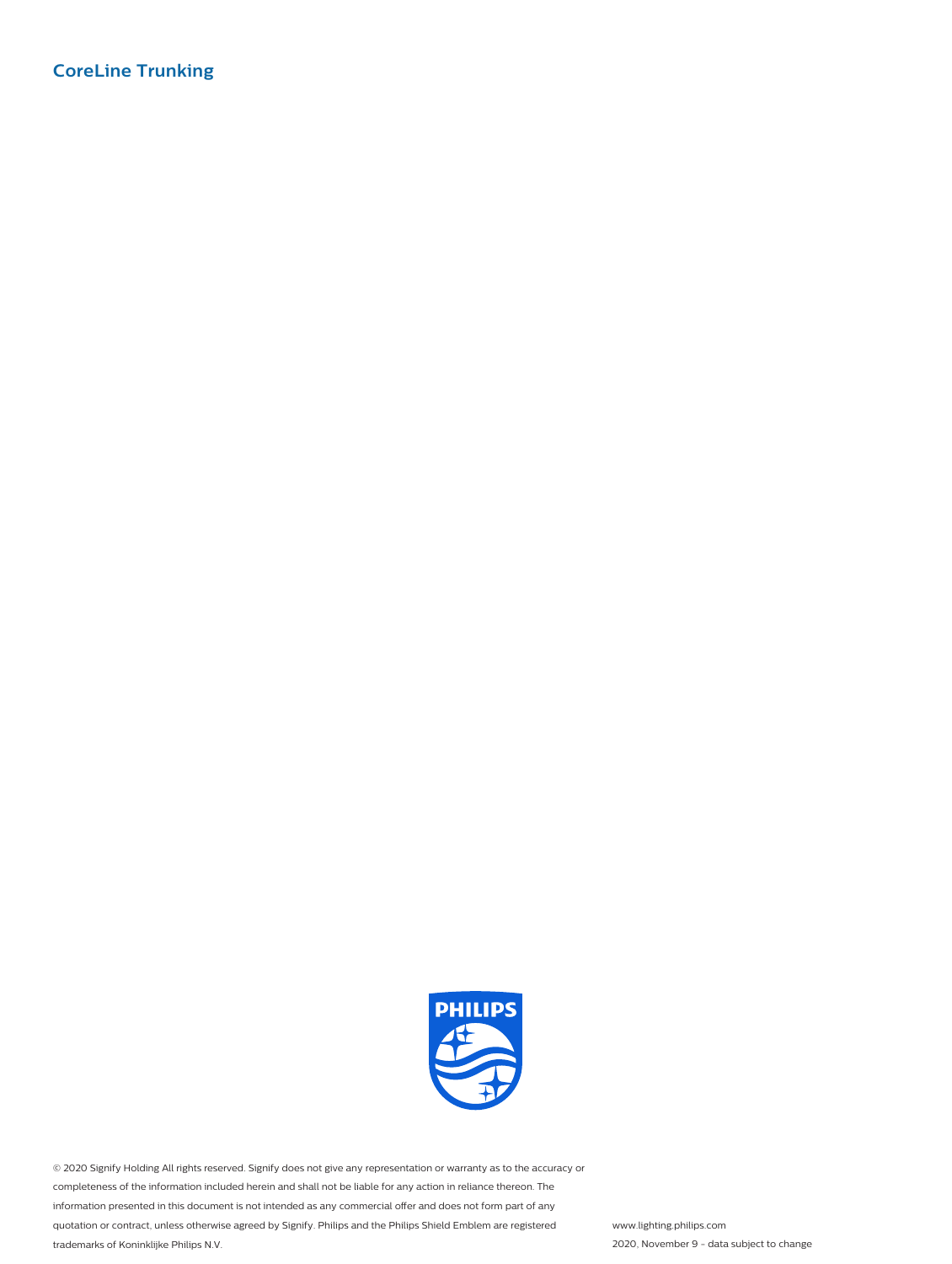CoreLine Trunking

© 2020 Signify Holding All rights reserved. Signify does not give any representation or warranty as to the accuracy or completeness of the information included herein and shall not be liable for any action in reliance thereon. The information presented in this document is not intended as any commercial offer and does not form part of any quotation or contract, unless otherwise agreed by Signify. Philips and the Philips Shield Emblem are registered trademarks of Koninklijke Philips N.V.

www.lighting.philips.com

2020, November 9 - data subject to change